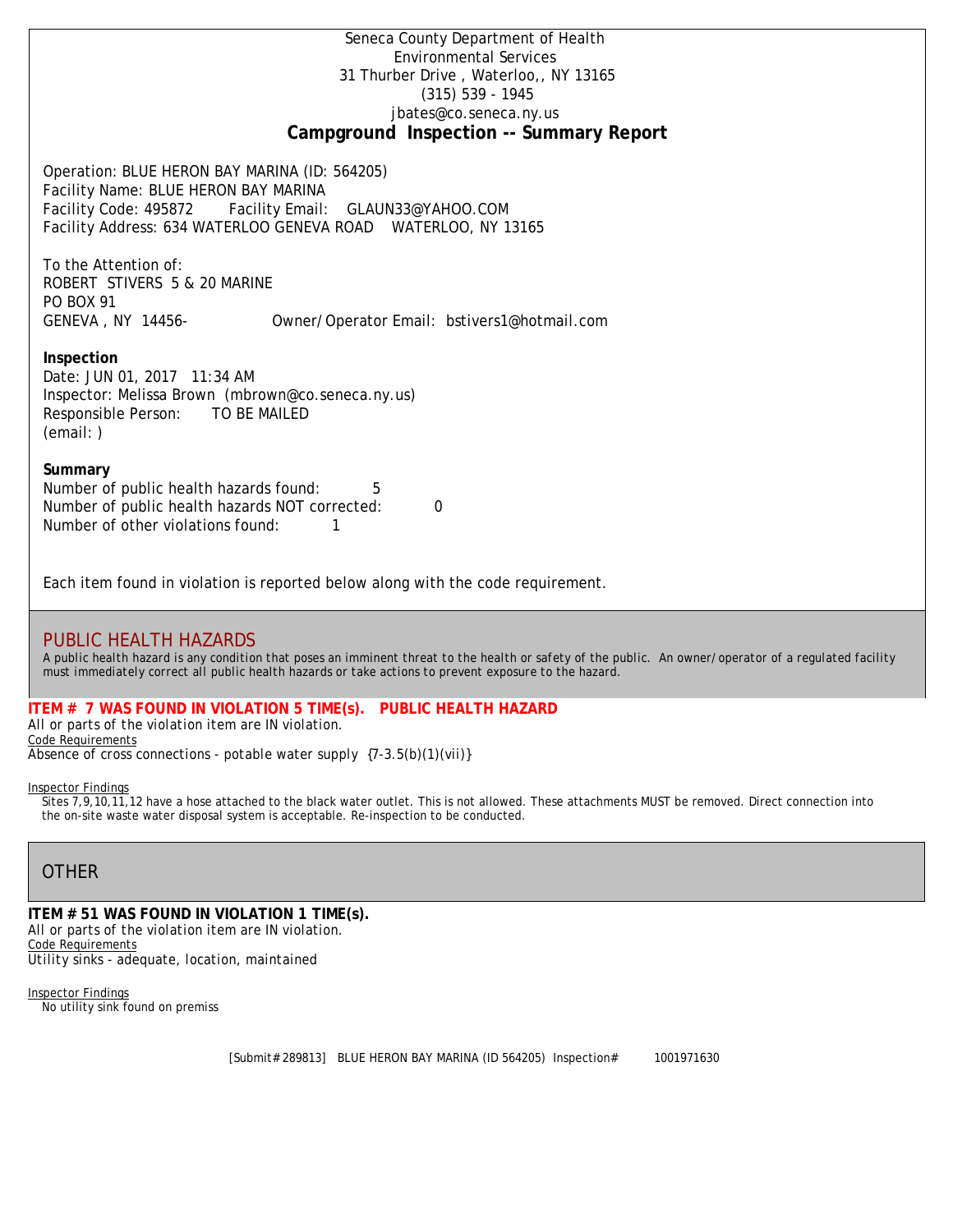Seneca County Department of Health
Environmental Services
31 Thurber Drive , Waterloo,, NY 13165
(315) 539 - 1945
jbates@co.seneca.ny.us

# Campground Inspection -- Summary Report

Operation: BLUE HERON BAY MARINA (ID: 564205)
Facility Name: BLUE HERON BAY MARINA
Facility Code: 495872 Facility Email: GLAUN33@YAHOO.COM
Facility Address: 634 WATERLOO GENEVA ROAD WATERLOO, NY 13165

To the Attention of:
ROBERT STIVERS 5 & 20 MARINE
PO BOX 91
GENEVA , NY 14456- Owner/Operator Email: bstivers1@hotmail.com

**Inspection**
Date: JUN 01, 2017 11:34 AM
Inspector: Melissa Brown (mbrown@co.seneca.ny.us)
Responsible Person: TO BE MAILED
(email: )

**Summary**
Number of public health hazards found: 5
Number of public health hazards NOT corrected: 0
Number of other violations found: 1

Each item found in violation is reported below along with the code requirement.

## PUBLIC HEALTH HAZARDS

A public health hazard is any condition that poses an imminent threat to the health or safety of the public. An owner/operator of a regulated facility must immediately correct all public health hazards or take actions to prevent exposure to the hazard.

**ITEM # 7 WAS FOUND IN VIOLATION 5 TIME(s). PUBLIC HEALTH HAZARD**
All or parts of the violation item are IN violation.
Code Requirements
Absence of cross connections - potable water supply {7-3.5(b)(1)(vii)}

Inspector Findings
Sites 7,9,10,11,12 have a hose attached to the black water outlet. This is not allowed. These attachments MUST be removed. Direct connection into the on-site waste water disposal system is acceptable. Re-inspection to be conducted.

## OTHER

**ITEM # 51 WAS FOUND IN VIOLATION 1 TIME(s).**
All or parts of the violation item are IN violation.
Code Requirements
Utility sinks - adequate, location, maintained

Inspector Findings
No utility sink found on premiss

[Submit# 289813] BLUE HERON BAY MARINA (ID 564205) Inspection# 1001971630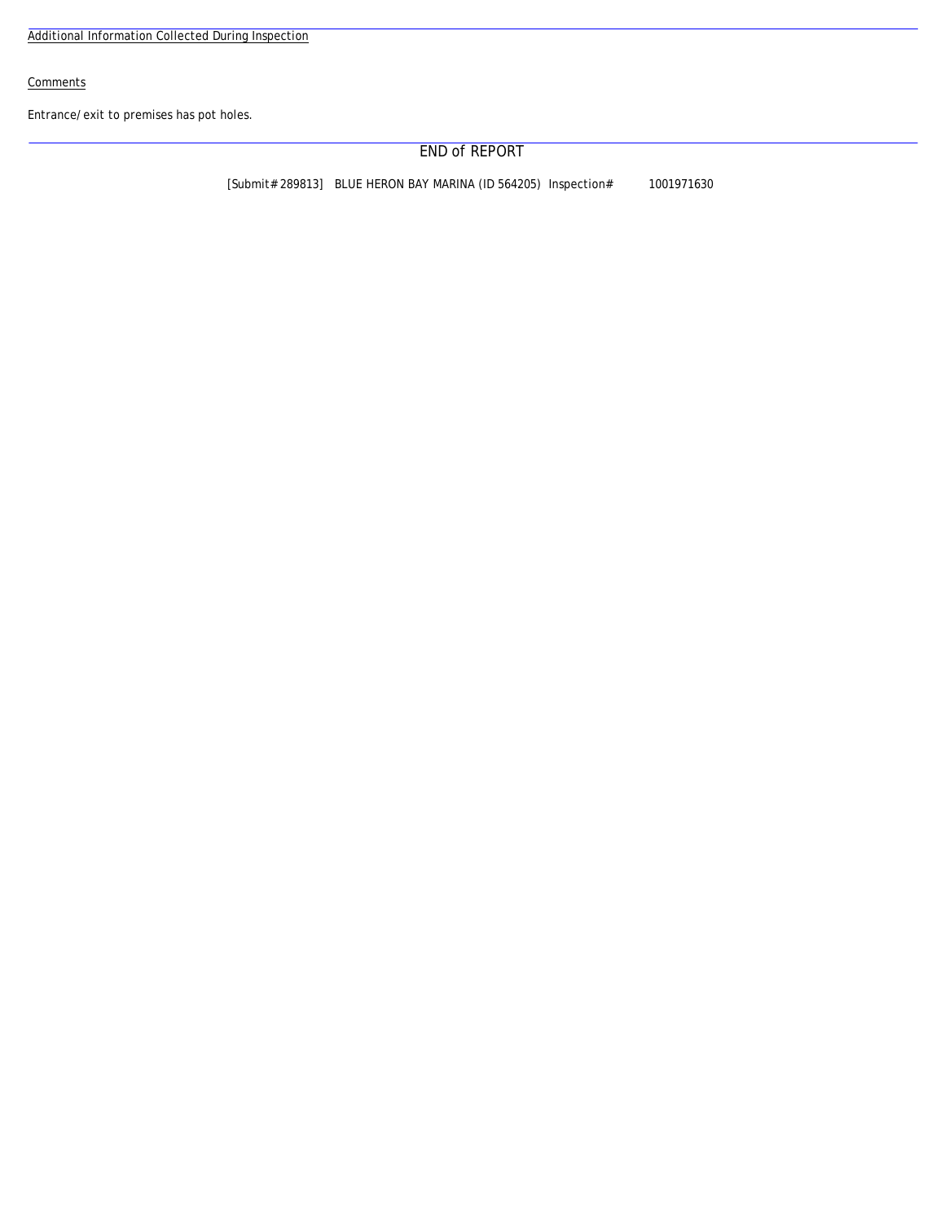Additional Information Collected During Inspection

Comments

Entrance/exit to premises has pot holes.

END of REPORT

[Submit# 289813] BLUE HERON BAY MARINA (ID 564205) Inspection# 1001971630